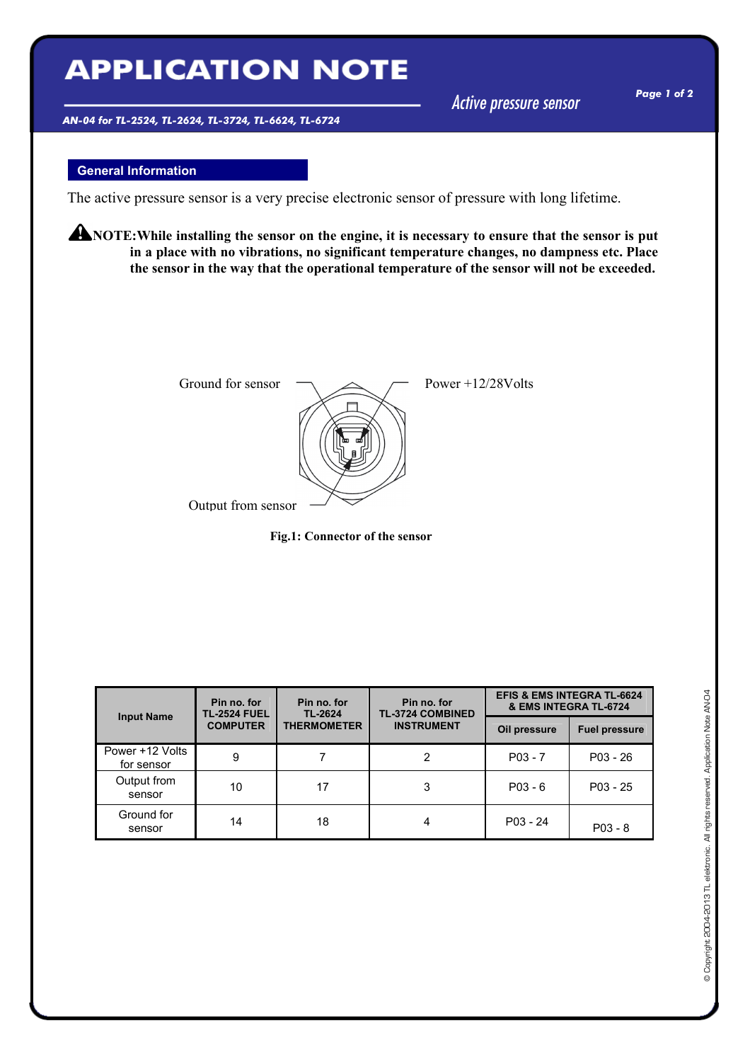# APPLICATION NOTE

**AN-04 for TL-2524, TL-2624, TL-3724, TL-6624, TL-6724**

*Active pressure sensor*

## General Information

The active pressure sensor is a very precise electronic sensor of pressure with long lifetime.

**NOTE: While installing the sensor on the engine, it is necessary to ensure that the sensor is put in a place with no vibrations, no significant temperature changes, no dampness etc. Place the sensor in the way that the operational temperature of the sensor will not be exceeded.**

Ground for sensor

Power +12/28Volts

Output from sensor

**Fig.1: Connector of the sensor**

| Input Name | Pin no. for TL-2524 FUEL COMPUTER | Pin no. for TL-2624 THERMOMETER | Pin no. for TL-3724 COMBINED INSTRUMENT | EFIS & EMS INTEGRA TL-6624 & EMS INTEGRA TL-6724 | |
|---|---|---|---|---|---|
| | | | | Oil pressure | Fuel pressure |
| Power +12 Volts for sensor | 9 | 7 | 2 | P03 - 7 | P03 - 26 |
| Output from sensor | 10 | 17 | 3 | P03 - 6 | P03 - 25 |
| Ground for sensor | 14 | 18 | 4 | P03 - 24 | P03 - 8 |

© Copyright 2004-2013 TL elektronic. All rights reserved. Application Note AN-04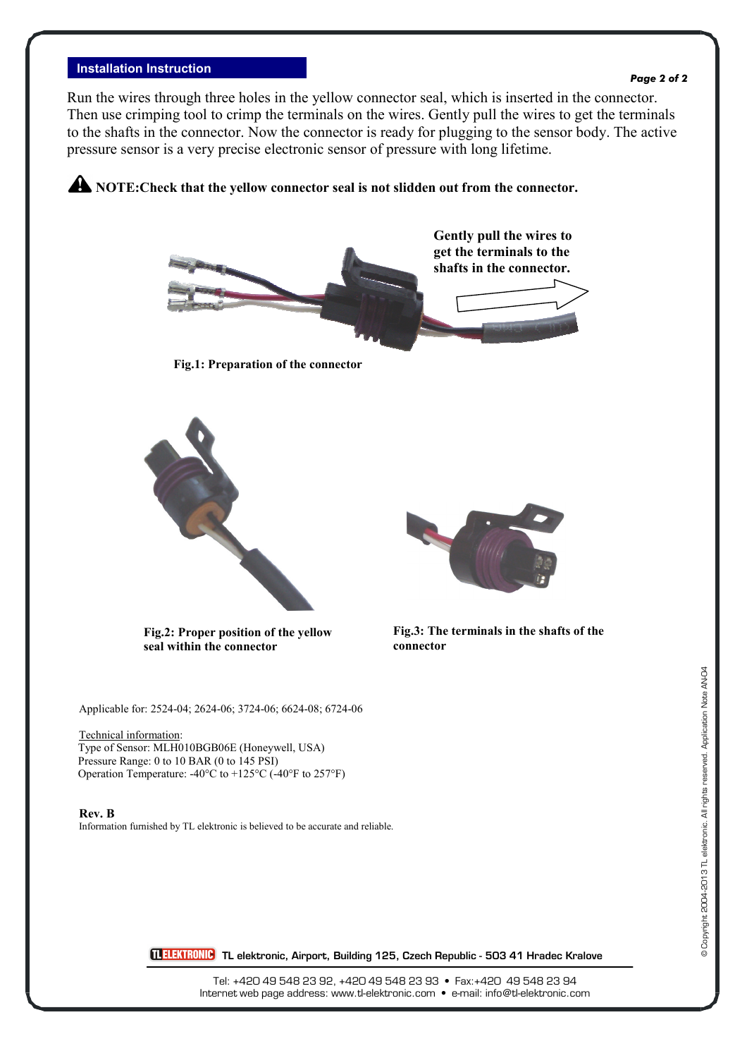## Installation Instruction

Run the wires through three holes in the yellow connector seal, which is inserted in the connector. Then use crimping tool to crimp the terminals on the wires. Gently pull the wires to get the terminals to the shafts in the connector. Now the connector is ready for plugging to the sensor body. The active pressure sensor is a very precise electronic sensor of pressure with long lifetime.

⚠ **NOTE:Check that the yellow connector seal is not slidden out from the connector.**

**Gently pull the wires to get the terminals to the shafts in the connector.**

**Fig.1: Preparation of the connector**

**Fig.2: Proper position of the yellow seal within the connector**

**Fig.3: The terminals in the shafts of the connector**

Applicable for: 2524-04; 2624-06; 3724-06; 6624-08; 6724-06

Technical information:
Type of Sensor: MLH010BGB06E (Honeywell, USA)
Pressure Range: 0 to 10 BAR (0 to 145 PSI)
Operation Temperature: -40°C to +125°C (-40°F to 257°F)

**Rev. B**
Information furnished by TL elektronic is believed to be accurate and reliable.

© Copyright 2004-2013 TL elektronic. All rights reserved. Application Note AN-04

TL ELEKTRONIC TL elektronic, Airport, Building 125, Czech Republic - 503 41 Hradec Kralove

Tel: +420 49 548 23 92, +420 49 548 23 93 • Fax:+420 49 548 23 94
Internet web page address: www.tl-elektronic.com • e-mail: info@tl-elektronic.com